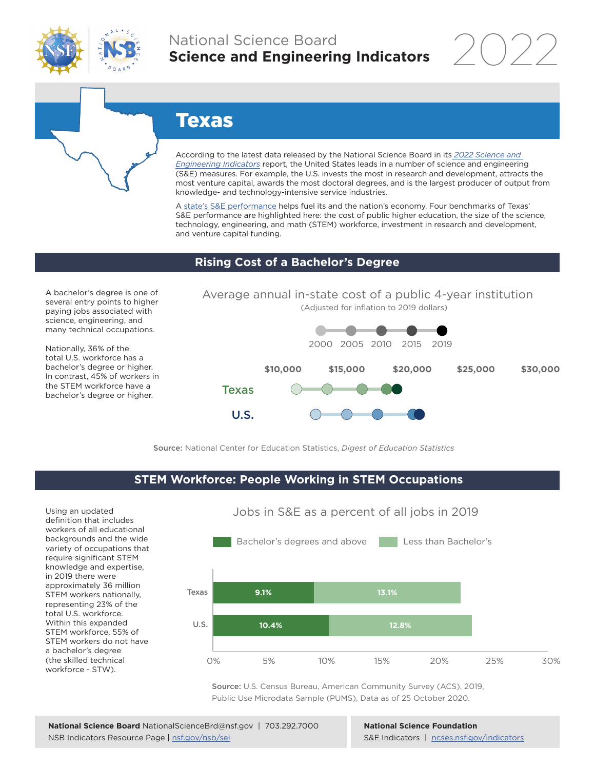National Science Board
**Science and Engineering Indicators** 2022

# Texas

According to the latest data released by the National Science Board in its *2022 Science and Engineering Indicators* report, the United States leads in a number of science and engineering (S&E) measures. For example, the U.S. invests the most in research and development, attracts the most venture capital, awards the most doctoral degrees, and is the largest producer of output from knowledge- and technology-intensive service industries.

A state's S&E performance helps fuel its and the nation's economy. Four benchmarks of Texas' S&E performance are highlighted here: the cost of public higher education, the size of the science, technology, engineering, and math (STEM) workforce, investment in research and development, and venture capital funding.

## Rising Cost of a Bachelor's Degree

A bachelor's degree is one of several entry points to higher paying jobs associated with science, engineering, and many technical occupations.

Nationally, 36% of the total U.S. workforce has a bachelor's degree or higher. In contrast, 45% of workers in the STEM workforce have a bachelor's degree or higher.

Average annual in-state cost of a public 4-year institution
(Adjusted for inflation to 2019 dollars)

2000 2005 2010 2015 2019

$10,000 $15,000 $20,000 $25,000 $30,000

Texas

U.S.

**Source:** National Center for Education Statistics, *Digest of Education Statistics*

## STEM Workforce: People Working in STEM Occupations

Using an updated definition that includes workers of all educational backgrounds and the wide variety of occupations that require significant STEM knowledge and expertise, in 2019 there were approximately 36 million STEM workers nationally, representing 23% of the total U.S. workforce. Within this expanded STEM workforce, 55% of STEM workers do not have a bachelor's degree (the skilled technical workforce - STW).

Jobs in S&E as a percent of all jobs in 2019

| | Bachelor's degrees and above | Less than Bachelor's |
|---|---|---|
| Texas | 9.1% | 13.1% |
| U.S. | 10.4% | 12.8% |

**Source:** U.S. Census Bureau, American Community Survey (ACS), 2019, Public Use Microdata Sample (PUMS), Data as of 25 October 2020.

**National Science Board** NationalScienceBrd@nsf.gov | 703.292.7000
NSB Indicators Resource Page | nsf.gov/nsb/sei

**National Science Foundation**
S&E Indicators | ncses.nsf.gov/indicators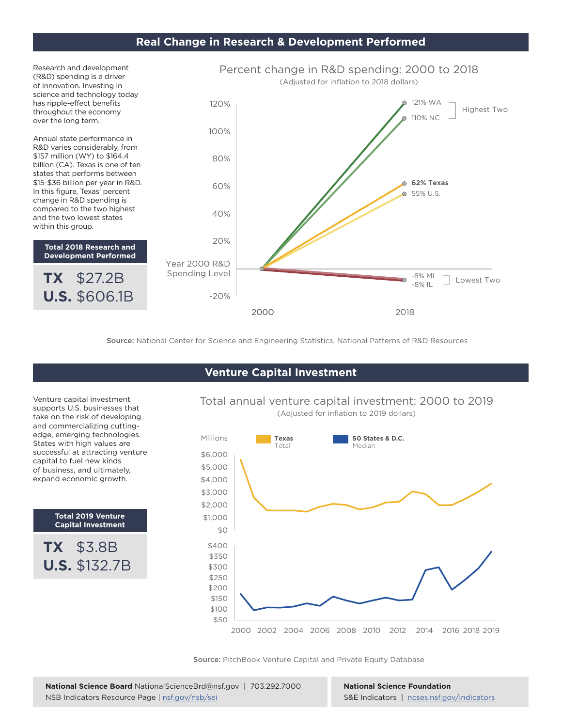## Real Change in Research & Development Performed

Research and development (R&D) spending is a driver of innovation. Investing in science and technology today has ripple-effect benefits throughout the economy over the long term.

Annual state performance in R&D varies considerably, from $157 million (WY) to $164.4 billion (CA). Texas is one of ten states that performs between $15-$36 billion per year in R&D. In this figure, Texas' percent change in R&D spending is compared to the two highest and the two lowest states within this group.

**Total 2018 Research and Development Performed**

**TX** $27.2B
**U.S.** $606.1B

Percent change in R&D spending: 2000 to 2018
(Adjusted for inflation to 2018 dollars)

120%
100%
80%
60%
40%
20%
Year 2000 R&D Spending Level
-20%
2000
2018
121% WA
110% NC
Highest Two
**62% Texas**
55% U.S.
-8% MI
-8% IL
Lowest Two

**Source:** National Center for Science and Engineering Statistics, National Patterns of R&D Resources

## Venture Capital Investment

Venture capital investment supports U.S. businesses that take on the risk of developing and commercializing cutting-edge, emerging technologies. States with high values are successful at attracting venture capital to fuel new kinds of business, and ultimately, expand economic growth.

**Total 2019 Venture Capital Investment**

**TX** $3.8B
**U.S.** $132.7B

Total annual venture capital investment: 2000 to 2019
(Adjusted for inflation to 2019 dollars)

Millions
**Texas** Total
**50 States & D.C.** Median
$6,000
$5,000
$4,000
$3,000
$2,000
$1,000
$0
$400
$350
$300
$250
$200
$150
$100
$50
2000 2002 2004 2006 2008 2010 2012 2014 2016 2018 2019

**Source:** PitchBook Venture Capital and Private Equity Database

**National Science Board** NationalScienceBrd@nsf.gov | 703.292.7000
NSB Indicators Resource Page | nsf.gov/nsb/sei

**National Science Foundation**
S&E Indicators | ncses.nsf.gov/indicators